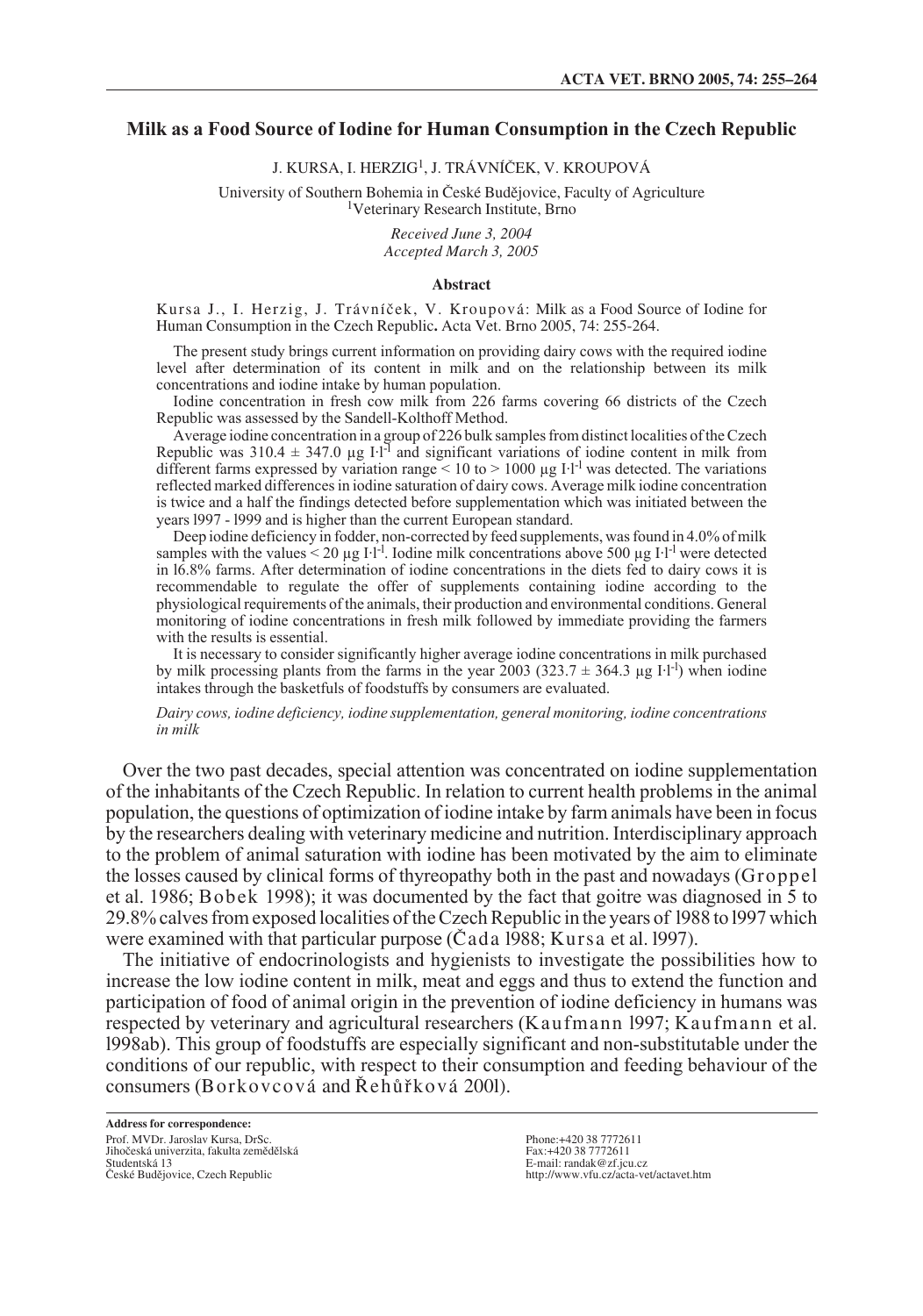# Milk as a Food Source of Iodine for Human Consumption in the Czech Republic

J. KURSA, I. HERZIG[1], J. TRÁVNÍČEK, V. KROUPOVÁ

University of Southern Bohemia in České Budějovice, Faculty of Agriculture
[1]Veterinary Research Institute, Brno

*Received June 3, 2004*
*Accepted March 3, 2005*

## Abstract

Kursa J., I. Herzig, J. Trávníček, V. Kroupová: Milk as a Food Source of Iodine for Human Consumption in the Czech Republic**.** Acta Vet. Brno 2005, 74: 255-264.

The present study brings current information on providing dairy cows with the required iodine level after determination of its content in milk and on the relationship between its milk concentrations and iodine intake by human population.

Iodine concentration in fresh cow milk from 226 farms covering 66 districts of the Czech Republic was assessed by the Sandell-Kolthoff Method.

Average iodine concentration in a group of 226 bulk samples from distinct localities of the Czech Republic was $310.4 \pm 347.0$ μg I·l$^{-1}$ and significant variations of iodine content in milk from different farms expressed by variation range < 10 to > 1000 μg I·l$^{-1}$ was detected. The variations reflected marked differences in iodine saturation of dairy cows. Average milk iodine concentration is twice and a half the findings detected before supplementation which was initiated between the years l997 - l999 and is higher than the current European standard.

Deep iodine deficiency in fodder, non-corrected by feed supplements, was found in 4.0% of milk samples with the values < 20 μg I·l$^{-1}$. Iodine milk concentrations above 500 μg I·l$^{-1}$ were detected in l6.8% farms. After determination of iodine concentrations in the diets fed to dairy cows it is recommendable to regulate the offer of supplements containing iodine according to the physiological requirements of the animals, their production and environmental conditions. General monitoring of iodine concentrations in fresh milk followed by immediate providing the farmers with the results is essential.

It is necessary to consider significantly higher average iodine concentrations in milk purchased by milk processing plants from the farms in the year 2003 ($323.7 \pm 364.3$ μg I·l$^{-1}$) when iodine intakes through the basketfuls of foodstuffs by consumers are evaluated.

*Dairy cows, iodine deficiency, iodine supplementation, general monitoring, iodine concentrations in milk*

Over the two past decades, special attention was concentrated on iodine supplementation of the inhabitants of the Czech Republic. In relation to current health problems in the animal population, the questions of optimization of iodine intake by farm animals have been in focus by the researchers dealing with veterinary medicine and nutrition. Interdisciplinary approach to the problem of animal saturation with iodine has been motivated by the aim to eliminate the losses caused by clinical forms of thyreopathy both in the past and nowadays (Groppel et al. 1986; Bobek 1998); it was documented by the fact that goitre was diagnosed in 5 to 29.8% calves from exposed localities of the Czech Republic in the years of l988 to l997 which were examined with that particular purpose (Čada l988; Kursa et al. l997).

The initiative of endocrinologists and hygienists to investigate the possibilities how to increase the low iodine content in milk, meat and eggs and thus to extend the function and participation of food of animal origin in the prevention of iodine deficiency in humans was respected by veterinary and agricultural researchers (Kaufmann l997; Kaufmann et al. l998ab). This group of foodstuffs are especially significant and non-substitutable under the conditions of our republic, with respect to their consumption and feeding behaviour of the consumers (Borkovcová and Řehůřková 200l).

**Address for correspondence:**
Prof. MVDr. Jaroslav Kursa, DrSc.
Jihočeská univerzita, fakulta zemědělská
Studentská 13
České Budějovice, Czech Republic

Phone:+420 38 7772611
Fax:+420 38 7772611
E-mail: randak@zf.jcu.cz
http://www.vfu.cz/acta-vet/actavet.htm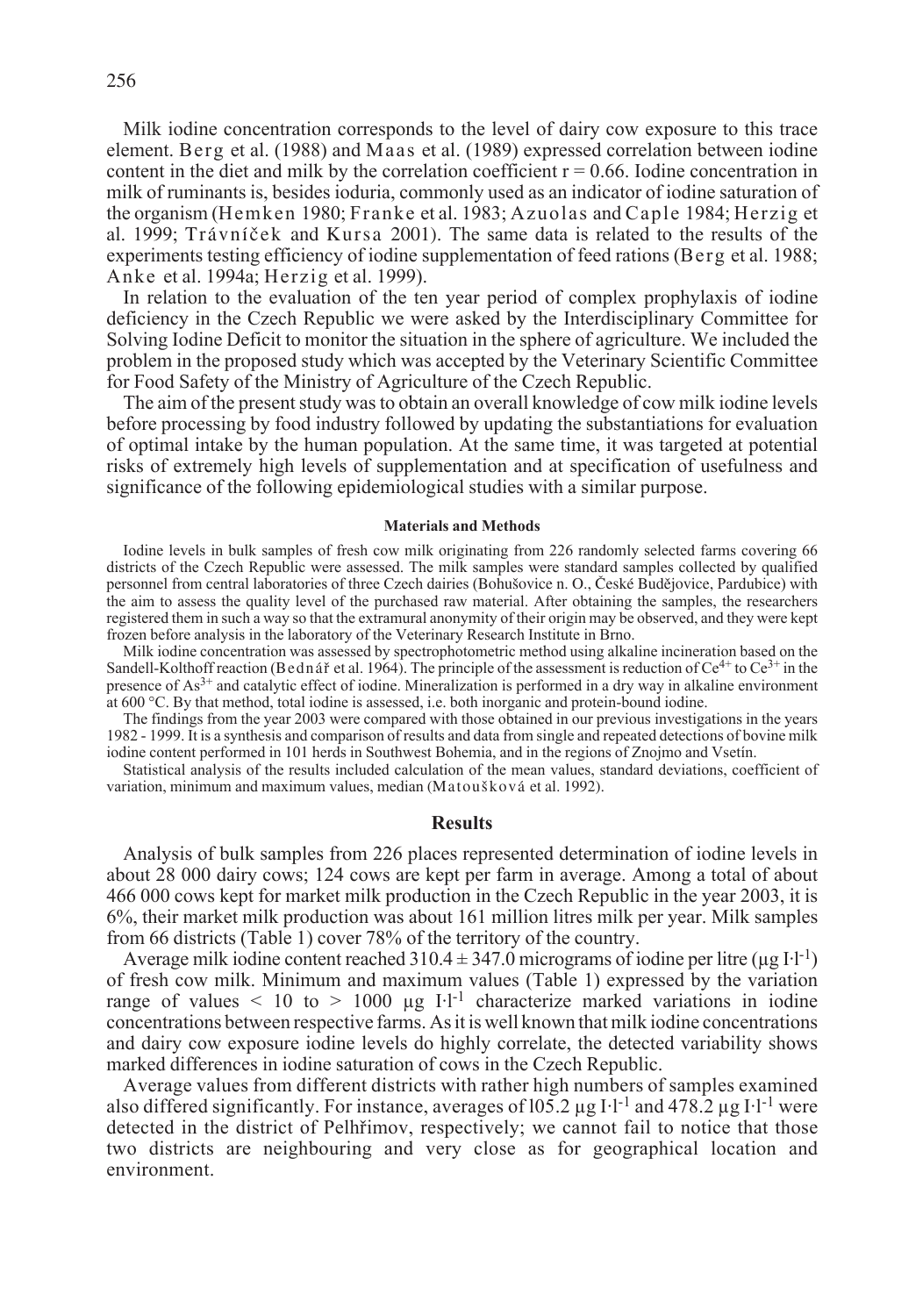Milk iodine concentration corresponds to the level of dairy cow exposure to this trace element. Berg et al. (1988) and Maas et al. (1989) expressed correlation between iodine content in the diet and milk by the correlation coefficient $r = 0.66$. Iodine concentration in milk of ruminants is, besides ioduria, commonly used as an indicator of iodine saturation of the organism (Hemken 1980; Franke et al. 1983; Azuolas and Caple 1984; Herzig et al. 1999; Trávníček and Kursa 2001). The same data is related to the results of the experiments testing efficiency of iodine supplementation of feed rations (Berg et al. 1988; Anke et al. 1994a; Herzig et al. 1999).

In relation to the evaluation of the ten year period of complex prophylaxis of iodine deficiency in the Czech Republic we were asked by the Interdisciplinary Committee for Solving Iodine Deficit to monitor the situation in the sphere of agriculture. We included the problem in the proposed study which was accepted by the Veterinary Scientific Committee for Food Safety of the Ministry of Agriculture of the Czech Republic.

The aim of the present study was to obtain an overall knowledge of cow milk iodine levels before processing by food industry followed by updating the substantiations for evaluation of optimal intake by the human population. At the same time, it was targeted at potential risks of extremely high levels of supplementation and at specification of usefulness and significance of the following epidemiological studies with a similar purpose.

## Materials and Methods

Iodine levels in bulk samples of fresh cow milk originating from 226 randomly selected farms covering 66 districts of the Czech Republic were assessed. The milk samples were standard samples collected by qualified personnel from central laboratories of three Czech dairies (Bohušovice n. O., České Budějovice, Pardubice) with the aim to assess the quality level of the purchased raw material. After obtaining the samples, the researchers registered them in such a way so that the extramural anonymity of their origin may be observed, and they were kept frozen before analysis in the laboratory of the Veterinary Research Institute in Brno.

Milk iodine concentration was assessed by spectrophotometric method using alkaline incineration based on the Sandell-Kolthoff reaction (Bednář et al. 1964). The principle of the assessment is reduction of $Ce^{4+}$ to $Ce^{3+}$ in the presence of $As^{3+}$ and catalytic effect of iodine. Mineralization is performed in a dry way in alkaline environment at 600 °C. By that method, total iodine is assessed, i.e. both inorganic and protein-bound iodine.

The findings from the year 2003 were compared with those obtained in our previous investigations in the years 1982 - 1999. It is a synthesis and comparison of results and data from single and repeated detections of bovine milk iodine content performed in 101 herds in Southwest Bohemia, and in the regions of Znojmo and Vsetín.

Statistical analysis of the results included calculation of the mean values, standard deviations, coefficient of variation, minimum and maximum values, median (Matoušková et al. 1992).

## Results

Analysis of bulk samples from 226 places represented determination of iodine levels in about 28 000 dairy cows; 124 cows are kept per farm in average. Among a total of about 466 000 cows kept for market milk production in the Czech Republic in the year 2003, it is 6%, their market milk production was about 161 million litres milk per year. Milk samples from 66 districts (Table 1) cover 78% of the territory of the country.

Average milk iodine content reached $310.4 \pm 347.0$ micrograms of iodine per litre ($\mu g\ I \cdot l^{-1}$) of fresh cow milk. Minimum and maximum values (Table 1) expressed by the variation range of values $< 10$ to $> 1000$ $\mu g\ I \cdot l^{-1}$ characterize marked variations in iodine concentrations between respective farms. As it is well known that milk iodine concentrations and dairy cow exposure iodine levels do highly correlate, the detected variability shows marked differences in iodine saturation of cows in the Czech Republic.

Average values from different districts with rather high numbers of samples examined also differed significantly. For instance, averages of 105.2 $\mu g\ I \cdot l^{-1}$ and 478.2 $\mu g\ I \cdot l^{-1}$ were detected in the district of Pelhřimov, respectively; we cannot fail to notice that those two districts are neighbouring and very close as for geographical location and environment.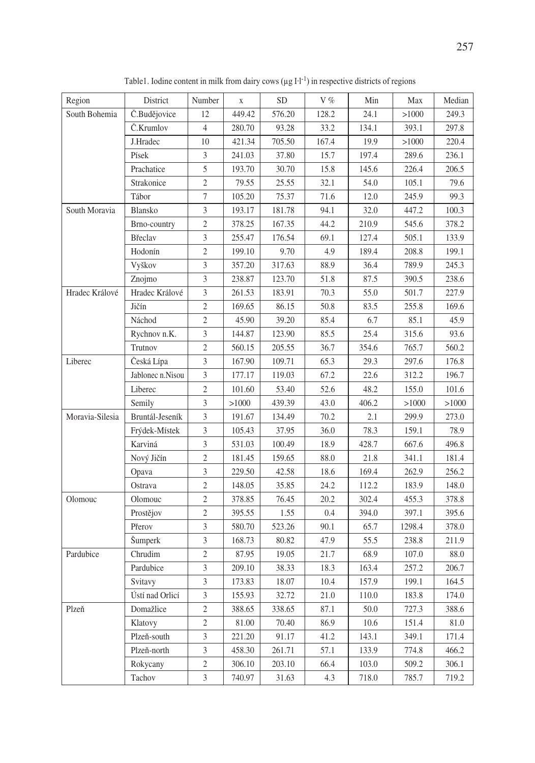Table1. Iodine content in milk from dairy cows (μg I·l$^{-1}$) in respective districts of regions

| Region | District | Number | x | SD | V % | Min | Max | Median |
|---|---|---|---|---|---|---|---|---|
| South Bohemia | Č.Budějovice | 12 | 449.42 | 576.20 | 128.2 | 24.1 | >1000 | 249.3 |
| | Č.Krumlov | 4 | 280.70 | 93.28 | 33.2 | 134.1 | 393.1 | 297.8 |
| | J.Hradec | 10 | 421.34 | 705.50 | 167.4 | 19.9 | >1000 | 220.4 |
| | Písek | 3 | 241.03 | 37.80 | 15.7 | 197.4 | 289.6 | 236.1 |
| | Prachatice | 5 | 193.70 | 30.70 | 15.8 | 145.6 | 226.4 | 206.5 |
| | Strakonice | 2 | 79.55 | 25.55 | 32.1 | 54.0 | 105.1 | 79.6 |
| | Tábor | 7 | 105.20 | 75.37 | 71.6 | 12.0 | 245.9 | 99.3 |
| South Moravia | Blansko | 3 | 193.17 | 181.78 | 94.1 | 32.0 | 447.2 | 100.3 |
| | Brno-country | 2 | 378.25 | 167.35 | 44.2 | 210.9 | 545.6 | 378.2 |
| | Břeclav | 3 | 255.47 | 176.54 | 69.1 | 127.4 | 505.1 | 133.9 |
| | Hodonín | 2 | 199.10 | 9.70 | 4.9 | 189.4 | 208.8 | 199.1 |
| | Vyškov | 3 | 357.20 | 317.63 | 88.9 | 36.4 | 789.9 | 245.3 |
| | Znojmo | 3 | 238.87 | 123.70 | 51.8 | 87.5 | 390.5 | 238.6 |
| Hradec Králové | Hradec Králové | 3 | 261.53 | 183.91 | 70.3 | 55.0 | 501.7 | 227.9 |
| | Jičín | 2 | 169.65 | 86.15 | 50.8 | 83.5 | 255.8 | 169.6 |
| | Náchod | 2 | 45.90 | 39.20 | 85.4 | 6.7 | 85.1 | 45.9 |
| | Rychnov n.K. | 3 | 144.87 | 123.90 | 85.5 | 25.4 | 315.6 | 93.6 |
| | Trutnov | 2 | 560.15 | 205.55 | 36.7 | 354.6 | 765.7 | 560.2 |
| Liberec | Česká Lípa | 3 | 167.90 | 109.71 | 65.3 | 29.3 | 297.6 | 176.8 |
| | Jablonec n.Nisou | 3 | 177.17 | 119.03 | 67.2 | 22.6 | 312.2 | 196.7 |
| | Liberec | 2 | 101.60 | 53.40 | 52.6 | 48.2 | 155.0 | 101.6 |
| | Semily | 3 | >1000 | 439.39 | 43.0 | 406.2 | >1000 | >1000 |
| Moravia-Silesia | Bruntál-Jeseník | 3 | 191.67 | 134.49 | 70.2 | 2.1 | 299.9 | 273.0 |
| | Frýdek-Místek | 3 | 105.43 | 37.95 | 36.0 | 78.3 | 159.1 | 78.9 |
| | Karviná | 3 | 531.03 | 100.49 | 18.9 | 428.7 | 667.6 | 496.8 |
| | Nový Jičín | 2 | 181.45 | 159.65 | 88.0 | 21.8 | 341.1 | 181.4 |
| | Opava | 3 | 229.50 | 42.58 | 18.6 | 169.4 | 262.9 | 256.2 |
| | Ostrava | 2 | 148.05 | 35.85 | 24.2 | 112.2 | 183.9 | 148.0 |
| Olomouc | Olomouc | 2 | 378.85 | 76.45 | 20.2 | 302.4 | 455.3 | 378.8 |
| | Prostějov | 2 | 395.55 | 1.55 | 0.4 | 394.0 | 397.1 | 395.6 |
| | Přerov | 3 | 580.70 | 523.26 | 90.1 | 65.7 | 1298.4 | 378.0 |
| | Šumperk | 3 | 168.73 | 80.82 | 47.9 | 55.5 | 238.8 | 211.9 |
| Pardubice | Chrudim | 2 | 87.95 | 19.05 | 21.7 | 68.9 | 107.0 | 88.0 |
| | Pardubice | 3 | 209.10 | 38.33 | 18.3 | 163.4 | 257.2 | 206.7 |
| | Svitavy | 3 | 173.83 | 18.07 | 10.4 | 157.9 | 199.1 | 164.5 |
| | Ústí nad Orlicí | 3 | 155.93 | 32.72 | 21.0 | 110.0 | 183.8 | 174.0 |
| Plzeň | Domažlice | 2 | 388.65 | 338.65 | 87.1 | 50.0 | 727.3 | 388.6 |
| | Klatovy | 2 | 81.00 | 70.40 | 86.9 | 10.6 | 151.4 | 81.0 |
| | Plzeň-south | 3 | 221.20 | 91.17 | 41.2 | 143.1 | 349.1 | 171.4 |
| | Plzeň-north | 3 | 458.30 | 261.71 | 57.1 | 133.9 | 774.8 | 466.2 |
| | Rokycany | 2 | 306.10 | 203.10 | 66.4 | 103.0 | 509.2 | 306.1 |
| | Tachov | 3 | 740.97 | 31.63 | 4.3 | 718.0 | 785.7 | 719.2 |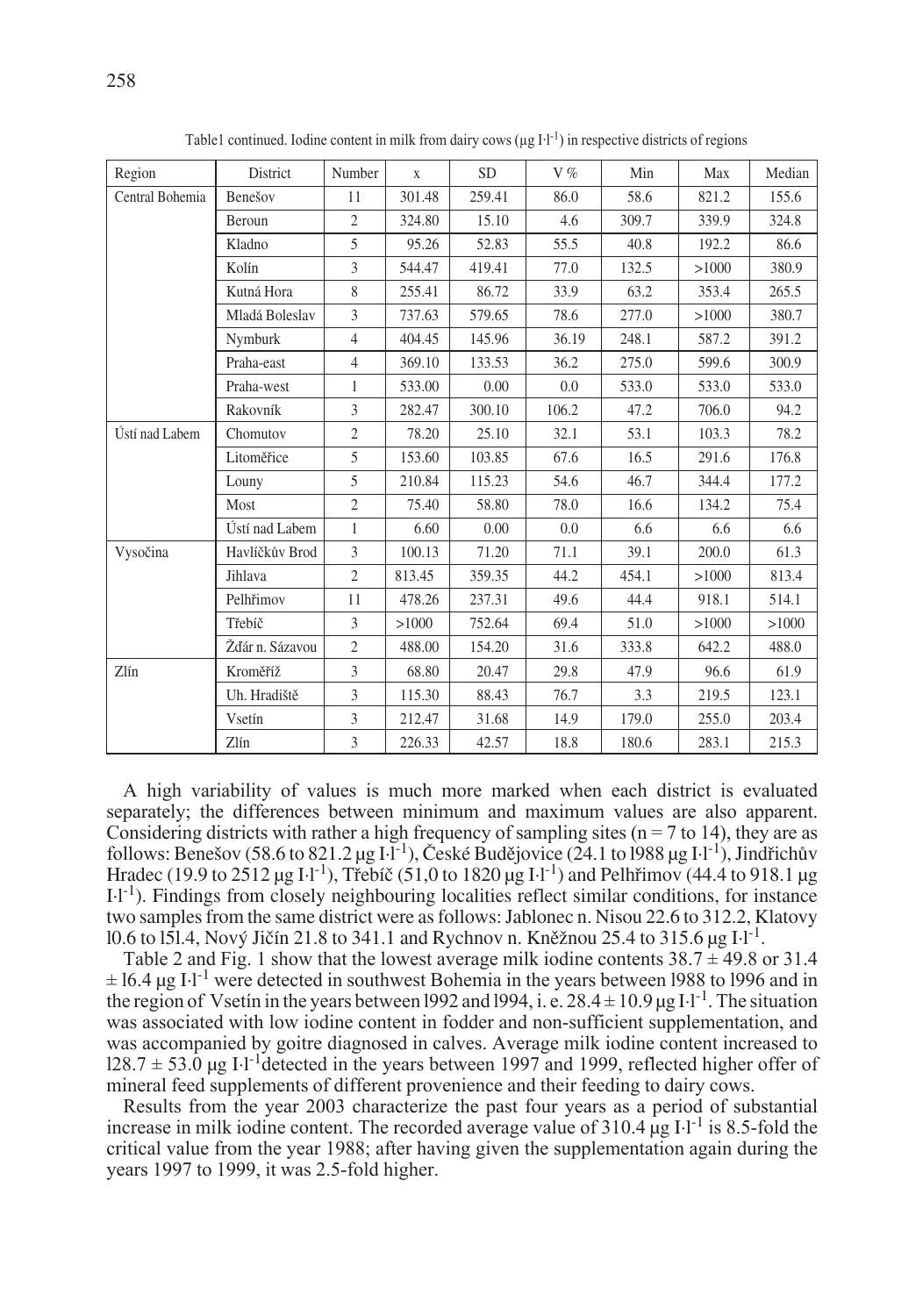Table1 continued. Iodine content in milk from dairy cows (μg I·l$^{-1}$) in respective districts of regions

| Region | District | Number | x | SD | V % | Min | Max | Median |
|---|---|---|---|---|---|---|---|---|
| Central Bohemia | Benešov | 11 | 301.48 | 259.41 | 86.0 | 58.6 | 821.2 | 155.6 |
| | Beroun | 2 | 324.80 | 15.10 | 4.6 | 309.7 | 339.9 | 324.8 |
| | Kladno | 5 | 95.26 | 52.83 | 55.5 | 40.8 | 192.2 | 86.6 |
| | Kolín | 3 | 544.47 | 419.41 | 77.0 | 132.5 | >1000 | 380.9 |
| | Kutná Hora | 8 | 255.41 | 86.72 | 33.9 | 63.2 | 353.4 | 265.5 |
| | Mladá Boleslav | 3 | 737.63 | 579.65 | 78.6 | 277.0 | >1000 | 380.7 |
| | Nymburk | 4 | 404.45 | 145.96 | 36.19 | 248.1 | 587.2 | 391.2 |
| | Praha-east | 4 | 369.10 | 133.53 | 36.2 | 275.0 | 599.6 | 300.9 |
| | Praha-west | 1 | 533.00 | 0.00 | 0.0 | 533.0 | 533.0 | 533.0 |
| | Rakovník | 3 | 282.47 | 300.10 | 106.2 | 47.2 | 706.0 | 94.2 |
| Ústí nad Labem | Chomutov | 2 | 78.20 | 25.10 | 32.1 | 53.1 | 103.3 | 78.2 |
| | Litoměřice | 5 | 153.60 | 103.85 | 67.6 | 16.5 | 291.6 | 176.8 |
| | Louny | 5 | 210.84 | 115.23 | 54.6 | 46.7 | 344.4 | 177.2 |
| | Most | 2 | 75.40 | 58.80 | 78.0 | 16.6 | 134.2 | 75.4 |
| | Ústí nad Labem | 1 | 6.60 | 0.00 | 0.0 | 6.6 | 6.6 | 6.6 |
| Vysočina | Havlíčkův Brod | 3 | 100.13 | 71.20 | 71.1 | 39.1 | 200.0 | 61.3 |
| | Jihlava | 2 | 813.45 | 359.35 | 44.2 | 454.1 | >1000 | 813.4 |
| | Pelhřimov | 11 | 478.26 | 237.31 | 49.6 | 44.4 | 918.1 | 514.1 |
| | Třebíč | 3 | >1000 | 752.64 | 69.4 | 51.0 | >1000 | >1000 |
| | Žďár n. Sázavou | 2 | 488.00 | 154.20 | 31.6 | 333.8 | 642.2 | 488.0 |
| Zlín | Kroměříž | 3 | 68.80 | 20.47 | 29.8 | 47.9 | 96.6 | 61.9 |
| | Uh. Hradiště | 3 | 115.30 | 88.43 | 76.7 | 3.3 | 219.5 | 123.1 |
| | Vsetín | 3 | 212.47 | 31.68 | 14.9 | 179.0 | 255.0 | 203.4 |
| | Zlín | 3 | 226.33 | 42.57 | 18.8 | 180.6 | 283.1 | 215.3 |

A high variability of values is much more marked when each district is evaluated separately; the differences between minimum and maximum values are also apparent. Considering districts with rather a high frequency of sampling sites (n = 7 to 14), they are as follows: Benešov (58.6 to 821.2 μg I·l$^{-1}$), České Budějovice (24.1 to l988 μg I·l$^{-1}$), Jindřichův Hradec (19.9 to 2512 μg I·l$^{-1}$), Třebíč (51,0 to 1820 μg I·l$^{-1}$) and Pelhřimov (44.4 to 918.1 μg I·l$^{-1}$). Findings from closely neighbouring localities reflect similar conditions, for instance two samples from the same district were as follows: Jablonec n. Nisou 22.6 to 312.2, Klatovy l0.6 to l5l.4, Nový Jičín 21.8 to 341.1 and Rychnov n. Kněžnou 25.4 to 315.6 μg I·l$^{-1}$.

Table 2 and Fig. 1 show that the lowest average milk iodine contents 38.7 ± 49.8 or 31.4 ± l6.4 μg I·l$^{-1}$ were detected in southwest Bohemia in the years between l988 to l996 and in the region of Vsetín in the years between l992 and l994, i. e. 28.4 ± 10.9 μg I·l$^{-1}$. The situation was associated with low iodine content in fodder and non-sufficient supplementation, and was accompanied by goitre diagnosed in calves. Average milk iodine content increased to l28.7 ± 53.0 μg I·l$^{-1}$detected in the years between 1997 and 1999, reflected higher offer of mineral feed supplements of different provenience and their feeding to dairy cows.

Results from the year 2003 characterize the past four years as a period of substantial increase in milk iodine content. The recorded average value of 310.4 μg I·l$^{-1}$ is 8.5-fold the critical value from the year 1988; after having given the supplementation again during the years 1997 to 1999, it was 2.5-fold higher.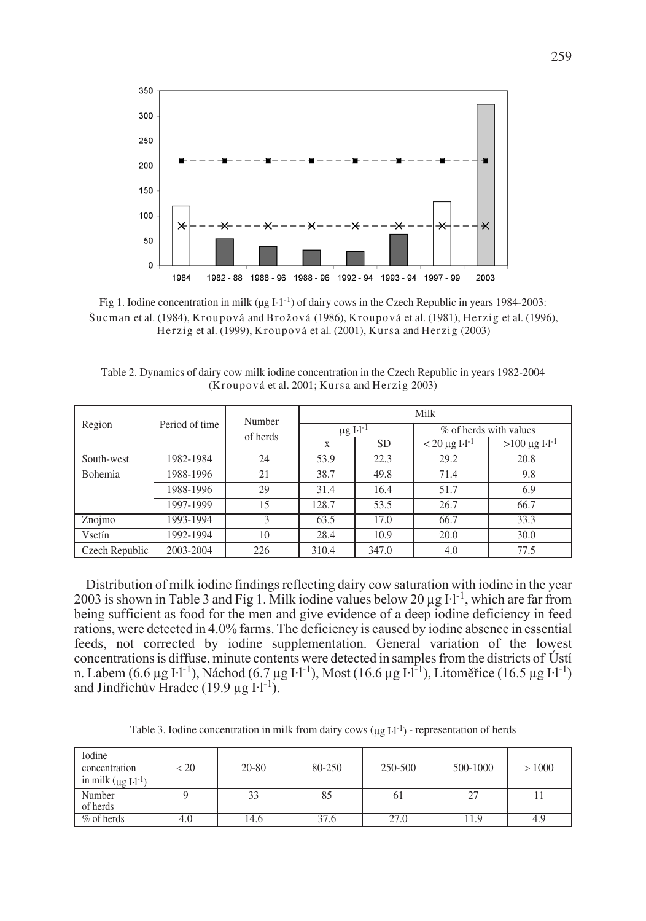Fig 1. Iodine concentration in milk ($\mu g\ I \cdot l^{-1}$) of dairy cows in the Czech Republic in years 1984-2003: Šucman et al. (1984), Kroupová and Brožová (1986), Kroupová et al. (1981), Herzig et al. (1996), Herzig et al. (1999), Kroupová et al. (2001), Kursa and Herzig (2003)

Table 2. Dynamics of dairy cow milk iodine concentration in the Czech Republic in years 1982-2004 (Kroupová et al. 2001; Kursa and Herzig 2003)

| Region | Period of time | Number of herds | Milk | | | |
|---|---|---|---|---|---|---|
| | | | $\mu g\ I \cdot l^{-1}$ | | % of herds with values | |
| | | | x | SD | $< 20\ \mu g\ I \cdot l^{-1}$ | $>100\ \mu g\ I \cdot l^{-1}$ |
| South-west | 1982-1984 | 24 | 53.9 | 22.3 | 29.2 | 20.8 |
| Bohemia | 1988-1996 | 21 | 38.7 | 49.8 | 71.4 | 9.8 |
| | 1988-1996 | 29 | 31.4 | 16.4 | 51.7 | 6.9 |
| | 1997-1999 | 15 | 128.7 | 53.5 | 26.7 | 66.7 |
| Znojmo | 1993-1994 | 3 | 63.5 | 17.0 | 66.7 | 33.3 |
| Vsetín | 1992-1994 | 10 | 28.4 | 10.9 | 20.0 | 30.0 |
| Czech Republic | 2003-2004 | 226 | 310.4 | 347.0 | 4.0 | 77.5 |

Distribution of milk iodine findings reflecting dairy cow saturation with iodine in the year 2003 is shown in Table 3 and Fig 1. Milk iodine values below 20 $\mu g\ I \cdot l^{-1}$, which are far from being sufficient as food for the men and give evidence of a deep iodine deficiency in feed rations, were detected in 4.0% farms. The deficiency is caused by iodine absence in essential feeds, not corrected by iodine supplementation. General variation of the lowest concentrations is diffuse, minute contents were detected in samples from the districts of Ústí n. Labem (6.6 $\mu g\ I \cdot l^{-1}$), Náchod (6.7 $\mu g\ I \cdot l^{-1}$), Most (16.6 $\mu g\ I \cdot l^{-1}$), Litoměřice (16.5 $\mu g\ I \cdot l^{-1}$) and Jindřichův Hradec (19.9 $\mu g\ I \cdot l^{-1}$).

Table 3. Iodine concentration in milk from dairy cows ($\mu g\ I \cdot l^{-1}$) - representation of herds

| Iodine concentration in milk ($\mu g\ I \cdot l^{-1}$) | < 20 | 20-80 | 80-250 | 250-500 | 500-1000 | > 1000 |
|---|---|---|---|---|---|---|
| Number of herds | 9 | 33 | 85 | 61 | 27 | 11 |
| % of herds | 4.0 | 14.6 | 37.6 | 27.0 | 11.9 | 4.9 |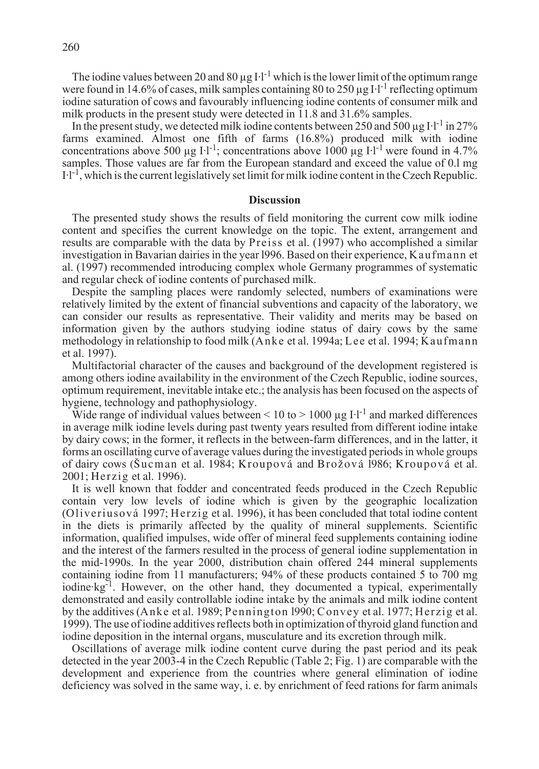The iodine values between 20 and 80 μg I·l$^{-1}$ which is the lower limit of the optimum range were found in 14.6% of cases, milk samples containing 80 to 250 μg I·l$^{-1}$ reflecting optimum iodine saturation of cows and favourably influencing iodine contents of consumer milk and milk products in the present study were detected in 11.8 and 31.6% samples.

In the present study, we detected milk iodine contents between 250 and 500 μg I·l$^{-1}$ in 27% farms examined. Almost one fifth of farms (16.8%) produced milk with iodine concentrations above 500 μg I·l$^{-1}$; concentrations above 1000 μg I·l$^{-1}$ were found in 4.7% samples. Those values are far from the European standard and exceed the value of 0.l mg I·l$^{-1}$, which is the current legislatively set limit for milk iodine content in the Czech Republic.

## Discussion

The presented study shows the results of field monitoring the current cow milk iodine content and specifies the current knowledge on the topic. The extent, arrangement and results are comparable with the data by Preiss et al. (1997) who accomplished a similar investigation in Bavarian dairies in the year l996. Based on their experience, Kaufmann et al. (1997) recommended introducing complex whole Germany programmes of systematic and regular check of iodine contents of purchased milk.

Despite the sampling places were randomly selected, numbers of examinations were relatively limited by the extent of financial subventions and capacity of the laboratory, we can consider our results as representative. Their validity and merits may be based on information given by the authors studying iodine status of dairy cows by the same methodology in relationship to food milk (Anke et al. 1994a; Lee et al. 1994; Kaufmann et al. 1997).

Multifactorial character of the causes and background of the development registered is among others iodine availability in the environment of the Czech Republic, iodine sources, optimum requirement, inevitable intake etc.; the analysis has been focused on the aspects of hygiene, technology and pathophysiology.

Wide range of individual values between < 10 to > 1000 μg I·l$^{-1}$ and marked differences in average milk iodine levels during past twenty years resulted from different iodine intake by dairy cows; in the former, it reflects in the between-farm differences, and in the latter, it forms an oscillating curve of average values during the investigated periods in whole groups of dairy cows (Šucman et al. 1984; Kroupová and Brožová l986; Kroupová et al. 2001; Herzig et al. 1996).

It is well known that fodder and concentrated feeds produced in the Czech Republic contain very low levels of iodine which is given by the geographic localization (Oliveriusová 1997; Herzig et al. 1996), it has been concluded that total iodine content in the diets is primarily affected by the quality of mineral supplements. Scientific information, qualified impulses, wide offer of mineral feed supplements containing iodine and the interest of the farmers resulted in the process of general iodine supplementation in the mid-1990s. In the year 2000, distribution chain offered 244 mineral supplements containing iodine from 11 manufacturers; 94% of these products contained 5 to 700 mg iodine·kg$^{-1}$. However, on the other hand, they documented a typical, experimentally demonstrated and easily controllable iodine intake by the animals and milk iodine content by the additives (Anke et al. 1989; Pennington l990; Convey et al. 1977; Herzig et al. 1999). The use of iodine additives reflects both in optimization of thyroid gland function and iodine deposition in the internal organs, musculature and its excretion through milk.

Oscillations of average milk iodine content curve during the past period and its peak detected in the year 2003-4 in the Czech Republic (Table 2; Fig. 1) are comparable with the development and experience from the countries where general elimination of iodine deficiency was solved in the same way, i. e. by enrichment of feed rations for farm animals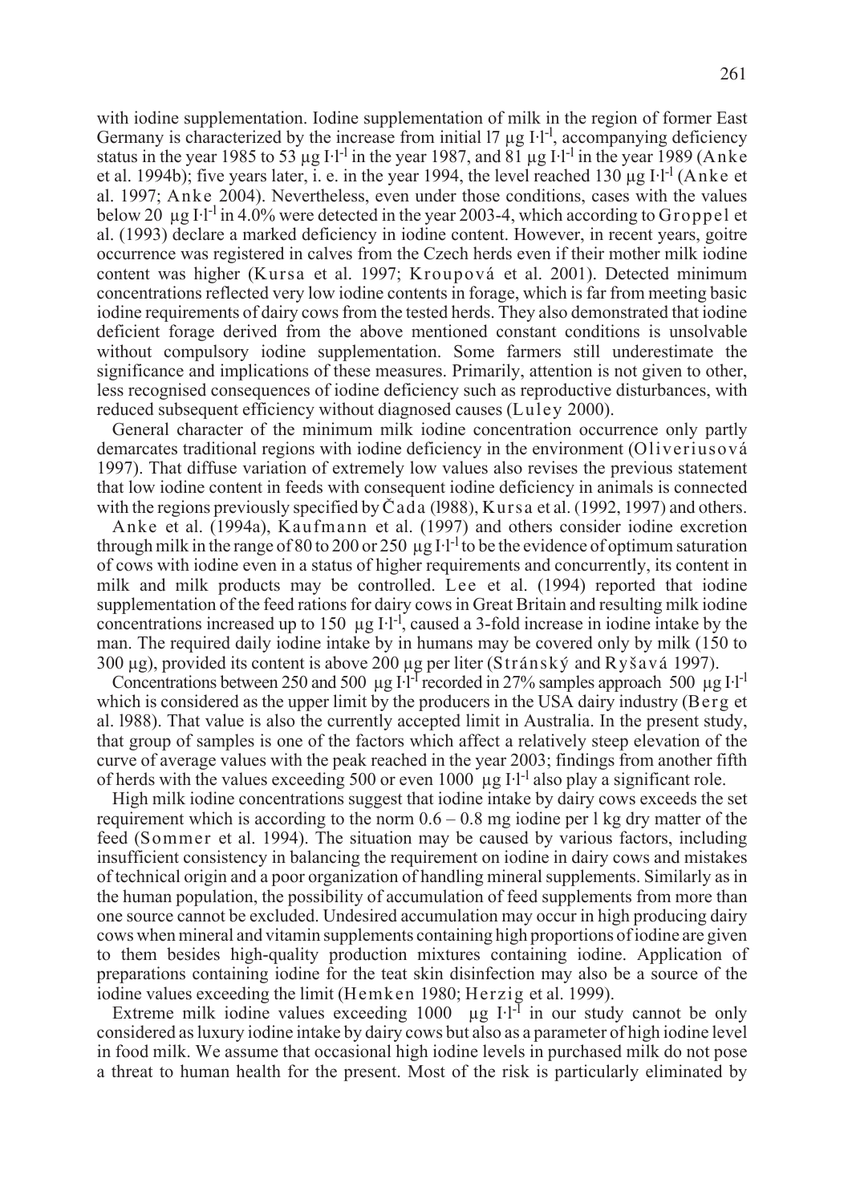with iodine supplementation. Iodine supplementation of milk in the region of former East Germany is characterized by the increase from initial l7 μg I·l$^{-1}$, accompanying deficiency status in the year 1985 to 53 μg I·l$^{-1}$ in the year 1987, and 81 μg I·l$^{-1}$ in the year 1989 (Anke et al. 1994b); five years later, i. e. in the year 1994, the level reached 130 μg I·l$^{-1}$ (Anke et al. 1997; Anke 2004). Nevertheless, even under those conditions, cases with the values below 20 μg I·l$^{-1}$ in 4.0% were detected in the year 2003-4, which according to Groppel et al. (1993) declare a marked deficiency in iodine content. However, in recent years, goitre occurrence was registered in calves from the Czech herds even if their mother milk iodine content was higher (Kursa et al. 1997; Kroupová et al. 2001). Detected minimum concentrations reflected very low iodine contents in forage, which is far from meeting basic iodine requirements of dairy cows from the tested herds. They also demonstrated that iodine deficient forage derived from the above mentioned constant conditions is unsolvable without compulsory iodine supplementation. Some farmers still underestimate the significance and implications of these measures. Primarily, attention is not given to other, less recognised consequences of iodine deficiency such as reproductive disturbances, with reduced subsequent efficiency without diagnosed causes (Luley 2000).

General character of the minimum milk iodine concentration occurrence only partly demarcates traditional regions with iodine deficiency in the environment (Oliveriusová 1997). That diffuse variation of extremely low values also revises the previous statement that low iodine content in feeds with consequent iodine deficiency in animals is connected with the regions previously specified by Čada (l988), Kursa et al. (1992, 1997) and others.

Anke et al. (1994a), Kaufmann et al. (1997) and others consider iodine excretion through milk in the range of 80 to 200 or 250 μg I·l$^{-1}$ to be the evidence of optimum saturation of cows with iodine even in a status of higher requirements and concurrently, its content in milk and milk products may be controlled. Lee et al. (1994) reported that iodine supplementation of the feed rations for dairy cows in Great Britain and resulting milk iodine concentrations increased up to 150 μg I·l$^{-1}$, caused a 3-fold increase in iodine intake by the man. The required daily iodine intake by in humans may be covered only by milk (150 to 300 μg), provided its content is above 200 μg per liter (Stránský and Ryšavá 1997).

Concentrations between 250 and 500 μg I·l$^{-1}$ recorded in 27% samples approach 500 μg I·l$^{-1}$ which is considered as the upper limit by the producers in the USA dairy industry (Berg et al. l988). That value is also the currently accepted limit in Australia. In the present study, that group of samples is one of the factors which affect a relatively steep elevation of the curve of average values with the peak reached in the year 2003; findings from another fifth of herds with the values exceeding 500 or even 1000 μg I·l$^{-1}$ also play a significant role.

High milk iodine concentrations suggest that iodine intake by dairy cows exceeds the set requirement which is according to the norm 0.6 – 0.8 mg iodine per l kg dry matter of the feed (Sommer et al. 1994). The situation may be caused by various factors, including insufficient consistency in balancing the requirement on iodine in dairy cows and mistakes of technical origin and a poor organization of handling mineral supplements. Similarly as in the human population, the possibility of accumulation of feed supplements from more than one source cannot be excluded. Undesired accumulation may occur in high producing dairy cows when mineral and vitamin supplements containing high proportions of iodine are given to them besides high-quality production mixtures containing iodine. Application of preparations containing iodine for the teat skin disinfection may also be a source of the iodine values exceeding the limit (Hemken 1980; Herzig et al. 1999).

Extreme milk iodine values exceeding 1000 μg I·l$^{-1}$ in our study cannot be only considered as luxury iodine intake by dairy cows but also as a parameter of high iodine level in food milk. We assume that occasional high iodine levels in purchased milk do not pose a threat to human health for the present. Most of the risk is particularly eliminated by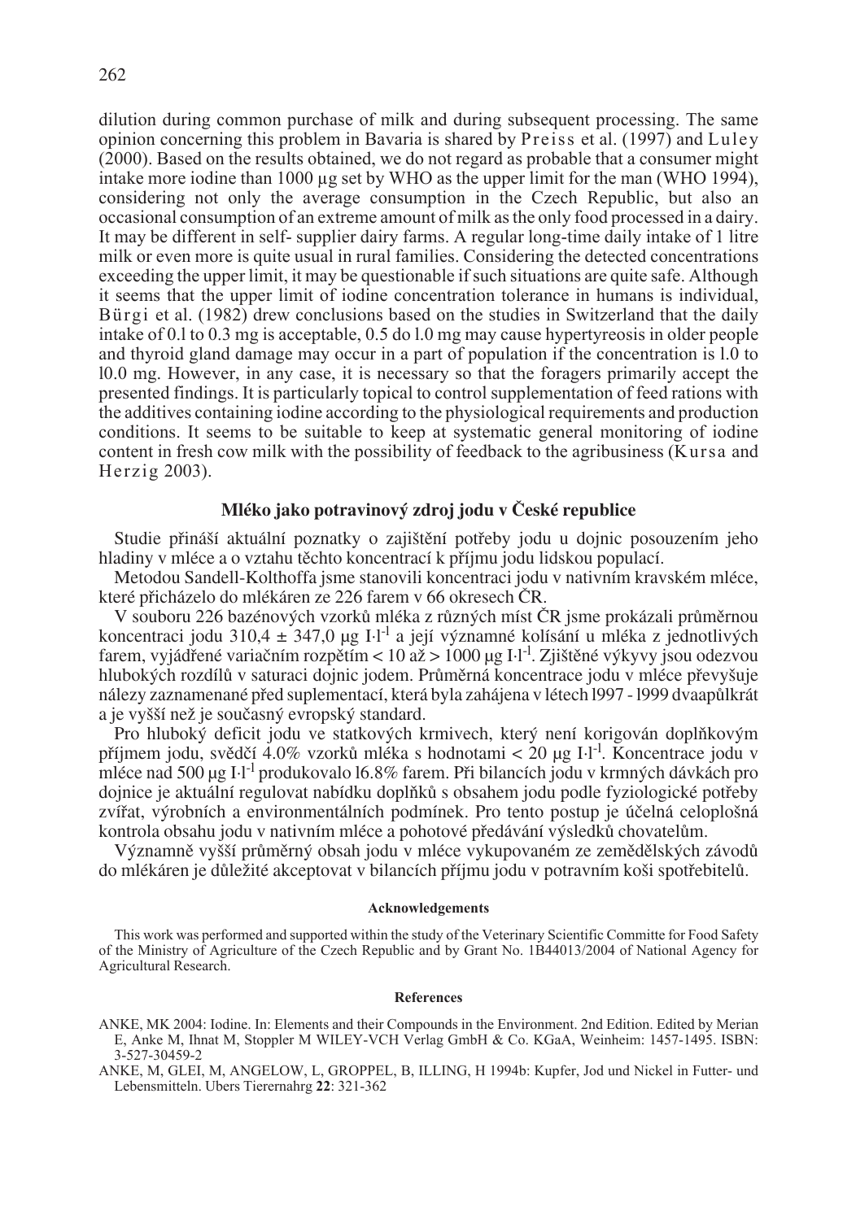dilution during common purchase of milk and during subsequent processing. The same opinion concerning this problem in Bavaria is shared by Preiss et al. (1997) and Luley (2000). Based on the results obtained, we do not regard as probable that a consumer might intake more iodine than 1000 µg set by WHO as the upper limit for the man (WHO 1994), considering not only the average consumption in the Czech Republic, but also an occasional consumption of an extreme amount of milk as the only food processed in a dairy. It may be different in self- supplier dairy farms. A regular long-time daily intake of 1 litre milk or even more is quite usual in rural families. Considering the detected concentrations exceeding the upper limit, it may be questionable if such situations are quite safe. Although it seems that the upper limit of iodine concentration tolerance in humans is individual, Bürgi et al. (1982) drew conclusions based on the studies in Switzerland that the daily intake of 0.l to 0.3 mg is acceptable, 0.5 do l.0 mg may cause hypertyreosis in older people and thyroid gland damage may occur in a part of population if the concentration is l.0 to l0.0 mg. However, in any case, it is necessary so that the foragers primarily accept the presented findings. It is particularly topical to control supplementation of feed rations with the additives containing iodine according to the physiological requirements and production conditions. It seems to be suitable to keep at systematic general monitoring of iodine content in fresh cow milk with the possibility of feedback to the agribusiness (Kursa and Herzig 2003).

## Mléko jako potravinový zdroj jodu v České republice

Studie přináší aktuální poznatky o zajištění potřeby jodu u dojnic posouzením jeho hladiny v mléce a o vztahu těchto koncentrací k příjmu jodu lidskou populací.

Metodou Sandell-Kolthoffa jsme stanovili koncentraci jodu v nativním kravském mléce, které přicházelo do mlékáren ze 226 farem v 66 okresech ČR.

V souboru 226 bazénových vzorků mléka z různých míst ČR jsme prokázali průměrnou koncentraci jodu 310,4 ± 347,0 µg I·l$^{-1}$ a její významné kolísání u mléka z jednotlivých farem, vyjádřené variačním rozpětím < 10 až > 1000 µg I·l$^{-1}$. Zjištěné výkyvy jsou odezvou hlubokých rozdílů v saturaci dojnic jodem. Průměrná koncentrace jodu v mléce převyšuje nálezy zaznamenané před suplementací, která byla zahájena v létech l997 - l999 dvaapůlkrát a je vyšší než je současný evropský standard.

Pro hluboký deficit jodu ve statkových krmivech, který není korigován doplňkovým příjmem jodu, svědčí 4.0% vzorků mléka s hodnotami < 20 µg I·l$^{-1}$. Koncentrace jodu v mléce nad 500 µg I·l$^{-1}$ produkovalo l6.8% farem. Při bilancích jodu v krmných dávkách pro dojnice je aktuální regulovat nabídku doplňků s obsahem jodu podle fyziologické potřeby zvířat, výrobních a environmentálních podmínek. Pro tento postup je účelná celoplošná kontrola obsahu jodu v nativním mléce a pohotové předávání výsledků chovatelům.

Významně vyšší průměrný obsah jodu v mléce vykupovaném ze zemědělských závodů do mlékáren je důležité akceptovat v bilancích příjmu jodu v potravním koši spotřebitelů.

#### Acknowledgements

This work was performed and supported within the study of the Veterinary Scientific Committe for Food Safety of the Ministry of Agriculture of the Czech Republic and by Grant No. 1B44013/2004 of National Agency for Agricultural Research.

#### References

ANKE, MK 2004: Iodine. In: Elements and their Compounds in the Environment. 2nd Edition. Edited by Merian E, Anke M, Ihnat M, Stoppler M WILEY-VCH Verlag GmbH & Co. KGaA, Weinheim: 1457-1495. ISBN: 3-527-30459-2

ANKE, M, GLEI, M, ANGELOW, L, GROPPEL, B, ILLING, H 1994b: Kupfer, Jod und Nickel in Futter- und Lebensmitteln. Ubers Tierernahrg **22**: 321-362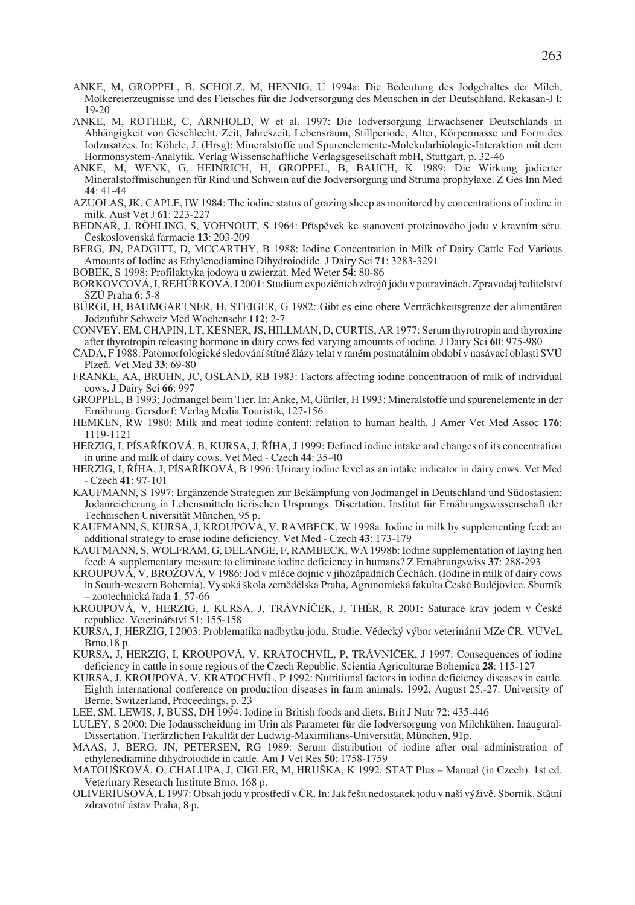ANKE, M, GROPPEL, B, SCHOLZ, M, HENNIG, U 1994a: Die Bedeutung des Jodgehaltes der Milch, Molkereierzeugnisse und des Fleisches für die Jodversorgung des Menschen in der Deutschland. Rekasan-J **l**: 19-20

ANKE, M, ROTHER, C, ARNHOLD, W et al. 1997: Die Iodversorgung Erwachsener Deutschlands in Abhängigkeit von Geschlecht, Zeit, Jahreszeit, Lebensraum, Stillperiode, Alter, Körpermasse und Form des Iodzusatzes. In: Köhrle, J. (Hrsg): Mineralstoffe und Spurenelemente-Molekularbiologie-Interaktion mit dem Hormonsystem-Analytik. Verlag Wissenschaftliche Verlagsgesellschaft mbH, Stuttgart, p. 32-46

ANKE, M, WENK, G, HEINRICH, H, GROPPEL, B, BAUCH, K 1989: Die Wirkung jodierter Mineralstoffmischungen für Rind und Schwein auf die Jodversorgung und Struma prophylaxe. Z Ges Inn Med **44**: 41-44

AZUOLAS, JK, CAPLE, IW 1984: The iodine status of grazing sheep as monitored by concentrations of iodine in milk. Aust Vet J **61**: 223-227

BEDNÁŘ, J, RÖHLING, S, VOHNOUT, S 1964: Příspěvek ke stanovení proteinového jodu v krevním séru. Československá farmacie **13**: 203-209

BERG, JN, PADGITT, D, MCCARTHY, B 1988: Iodine Concentration in Milk of Dairy Cattle Fed Various Amounts of Iodine as Ethylenediamine Dihydroiodide. J Dairy Sci **71**: 3283-3291

BOBEK, S 1998: Profilaktyka jodowa u zwierzat. Med Weter **54**: 80-86

BORKOVCOVÁ, I, ŘEHŮŘKOVÁ, I 2001: Studium expozičních zdrojů jódu v potravinách. Zpravodaj ředitelství SZÚ Praha **6**: 5-8

BÜRGI, H, BAUMGARTNER, H, STEIGER, G 1982: Gibt es eine obere Verträchkeitsgrenze der alimentären Jodzufuhr Schweiz Med Wochenschr **112**: 2-7

CONVEY, EM, CHAPIN, LT, KESNER, JS, HILLMAN, D, CURTIS, AR 1977: Serum thyrotropin and thyroxine after thyrotropin releasing hormone in dairy cows fed varying amoumts of iodine. J Dairy Sci **60**: 975-980

ČADA, F 1988: Patomorfologické sledování štítné žlázy telat v raném postnatálním období v nasávací oblasti SVÚ Plzeň. Vet Med **33**: 69-80

FRANKE, AA, BRUHN, JC, OSLAND, RB 1983: Factors affecting iodine concentration of milk of individual cows. J Dairy Sci **66**: 997

GROPPEL, B 1993: Jodmangel beim Tier. In: Anke, M, Gürtler, H 1993: Mineralstoffe und spurenelemente in der Ernährung. Gersdorf; Verlag Media Touristik, 127-156

HEMKEN, RW 1980: Milk and meat iodine content: relation to human health. J Amer Vet Med Assoc **176**: 1119-1121

HERZIG, I, PÍSAŘÍKOVÁ, B, KURSA, J, ŘÍHA, J 1999: Defined iodine intake and changes of its concentration in urine and milk of dairy cows. Vet Med - Czech **44**: 35-40

HERZIG, I, ŘÍHA, J, PÍSAŘÍKOVÁ, B 1996: Urinary iodine level as an intake indicator in dairy cows. Vet Med - Czech **41**: 97-101

KAUFMANN, S 1997: Ergänzende Strategien zur Bekämpfung von Jodmangel in Deutschland und Südostasien: Jodanreicherung in Lebensmitteln tierischen Ursprungs. Disertation. Institut für Ernährungswissenschaft der Technischen Universität München, 95 p.

KAUFMANN, S, KURSA, J, KROUPOVÁ, V, RAMBECK, W 1998a: Iodine in milk by supplementing feed: an additional strategy to erase iodine deficiency. Vet Med - Czech **43**: 173-179

KAUFMANN, S, WOLFRAM, G, DELANGE, F, RAMBECK, WA 1998b: Iodine supplementation of laying hen feed: A supplementary measure to eliminate iodine deficiency in humans? Z Ernährungswiss **37**: 288-293

KROUPOVÁ, V, BROŽOVÁ, V 1986: Jod v mléce dojnic v jihozápadních Čechách. (Iodine in milk of dairy cows in South-western Bohemia). Vysoká škola zemědělská Praha, Agronomická fakulta České Budějovice. Sborník – zootechnická řada **1**: 57-66

KROUPOVÁ, V, HERZIG, I, KURSA, J, TRÁVNÍČEK, J, THÉR, R 2001: Saturace krav jodem v České republice. Veterinářství 51: 155-158

KURSA, J, HERZIG, I 2003: Problematika nadbytku jodu. Studie. Vědecký výbor veterinární MZe ČR. VÚVeL Brno,18 p.

KURSA, J, HERZIG, I, KROUPOVÁ, V, KRATOCHVÍL, P, TRÁVNÍČEK, J 1997: Consequences of iodine deficiency in cattle in some regions of the Czech Republic. Scientia Agriculturae Bohemica **28**: 115-127

KURSA, J, KROUPOVÁ, V, KRATOCHVÍL, P 1992: Nutritional factors in iodine deficiency diseases in cattle. Eighth international conference on production diseases in farm animals. 1992, August 25.-27. University of Berne, Switzerland, Proceedings, p. 23

LEE, SM, LEWIS, J, BUSS, DH 1994: Iodine in British foods and diets. Brit J Nutr 72: 435-446

LULEY, S 2000: Die Iodausscheidung im Urin als Parameter für die Iodversorgung von Milchkühen. Inaugural-Dissertation. Tierärzlichen Fakultät der Ludwig-Maximilians-Universität, München, 91p.

MAAS, J, BERG, JN, PETERSEN, RG 1989: Serum distribution of iodine after oral administration of ethylenediamine dihydroiodide in cattle. Am J Vet Res **50**: 1758-1759

MATOUŠKOVÁ, O, CHALUPA, J, CIGLER, M, HRUŠKA, K 1992: STAT Plus – Manual (in Czech). 1st ed. Veterinary Research Institute Brno, 168 p.

OLIVERIUSOVÁ, L 1997: Obsah jodu v prostředí v ČR. In: Jak řešit nedostatek jodu v naší výživě. Sborník. Státní zdravotní ústav Praha, 8 p.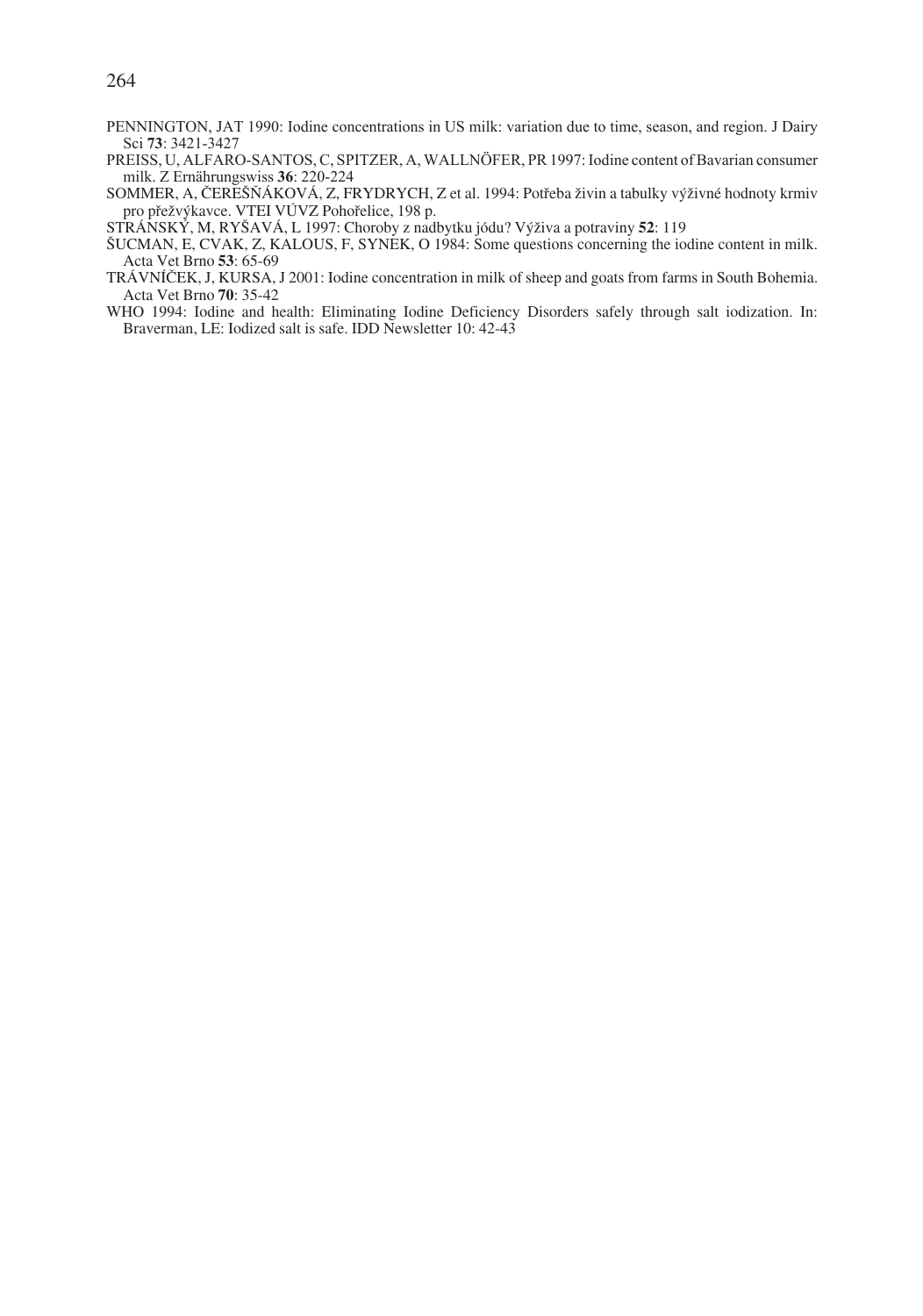PENNINGTON, JAT 1990: Iodine concentrations in US milk: variation due to time, season, and region. J Dairy Sci **73**: 3421-3427

PREISS, U, ALFARO-SANTOS, C, SPITZER, A, WALLNÖFER, PR 1997: Iodine content of Bavarian consumer milk. Z Ernährungswiss **36**: 220-224

SOMMER, A, ČEREŠŇÁKOVÁ, Z, FRYDRYCH, Z et al. 1994: Potřeba živin a tabulky výživné hodnoty krmiv pro přežvýkavce. VTEI VÚVZ Pohořelice, 198 p.

STRÁNSKÝ, M, RYŠAVÁ, L 1997: Choroby z nadbytku jódu? Výživa a potraviny **52**: 119

ŠUCMAN, E, CVAK, Z, KALOUS, F, SYNEK, O 1984: Some questions concerning the iodine content in milk. Acta Vet Brno **53**: 65-69

TRÁVNÍČEK, J, KURSA, J 2001: Iodine concentration in milk of sheep and goats from farms in South Bohemia. Acta Vet Brno **70**: 35-42

WHO 1994: Iodine and health: Eliminating Iodine Deficiency Disorders safely through salt iodization. In: Braverman, LE: Iodized salt is safe. IDD Newsletter 10: 42-43